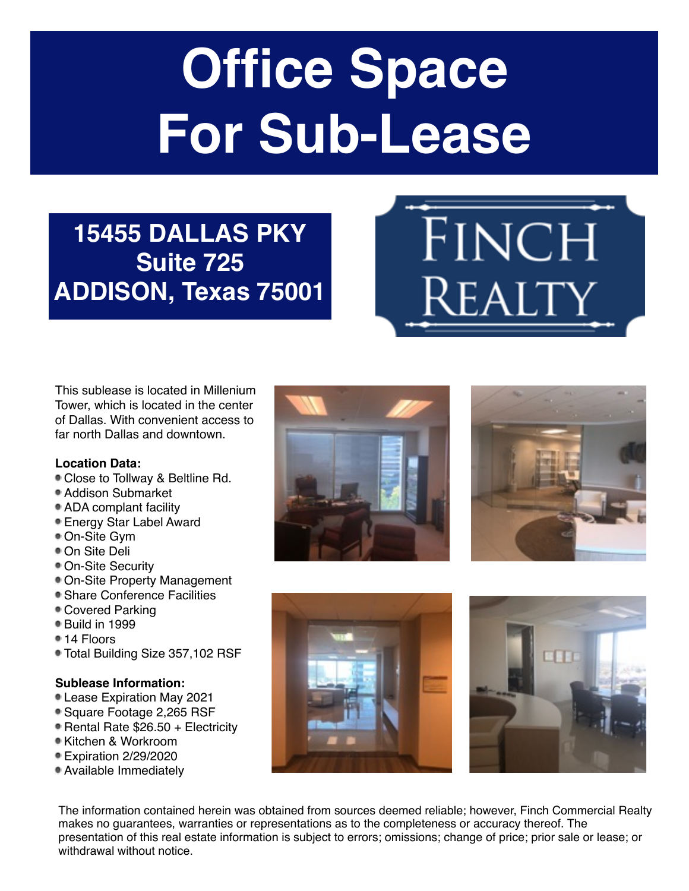# Office Space For Sub-Lease

## 15455 DALLAS PKY Suite 725 ADDISON, Texas 75001

FINCH REALTY

This sublease is located in Millenium Tower, which is located in the center of Dallas. With convenient access to far north Dallas and downtown.

**Location Data:**

- Close to Tollway & Beltline Rd.
- Addison Submarket
- ADA complant facility
- Energy Star Label Award
- On-Site Gym
- On Site Deli
- On-Site Security
- On-Site Property Management
- Share Conference Facilities
- Covered Parking
- Build in 1999
- 14 Floors
- Total Building Size 357,102 RSF

**Sublease Information:**

- Lease Expiration May 2021
- Square Footage 2,265 RSF
- Rental Rate $26.50 + Electricity
- Kitchen & Workroom
- Expiration 2/29/2020
- Available Immediately

The information contained herein was obtained from sources deemed reliable; however, Finch Commercial Realty makes no guarantees, warranties or representations as to the completeness or accuracy thereof. The presentation of this real estate information is subject to errors; omissions; change of price; prior sale or lease; or withdrawal without notice.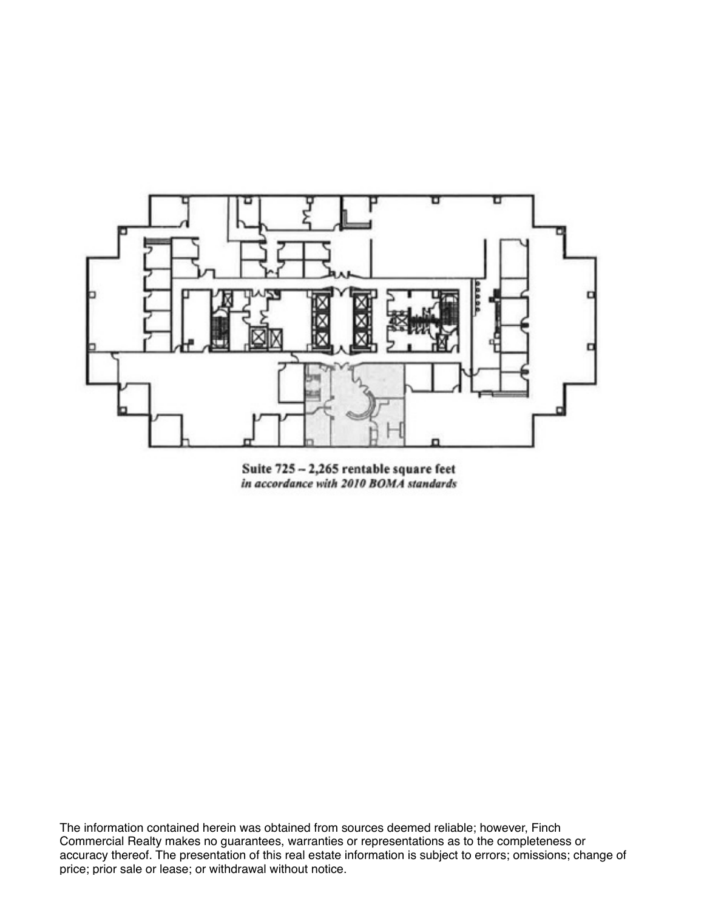**Suite 725 – 2,265 rentable square feet**
***in accordance with 2010 BOMA standards***

The information contained herein was obtained from sources deemed reliable; however, Finch Commercial Realty makes no guarantees, warranties or representations as to the completeness or accuracy thereof. The presentation of this real estate information is subject to errors; omissions; change of price; prior sale or lease; or withdrawal without notice.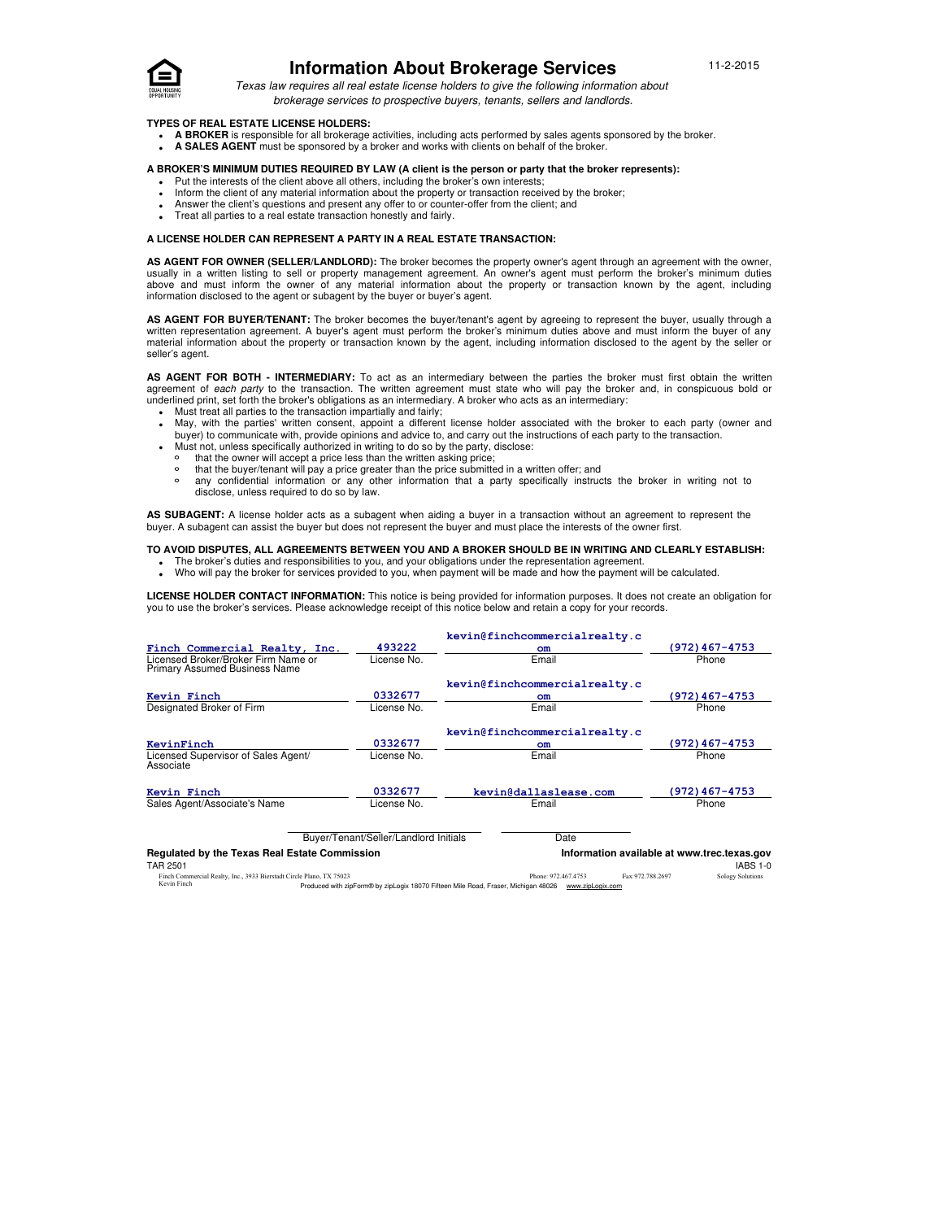# Information About Brokerage Services

11-2-2015

*Texas law requires all real estate license holders to give the following information about brokerage services to prospective buyers, tenants, sellers and landlords.*

**TYPES OF REAL ESTATE LICENSE HOLDERS:**

- **A BROKER** is responsible for all brokerage activities, including acts performed by sales agents sponsored by the broker.
- **A SALES AGENT** must be sponsored by a broker and works with clients on behalf of the broker.

**A BROKER'S MINIMUM DUTIES REQUIRED BY LAW (A client is the person or party that the broker represents):**

- Put the interests of the client above all others, including the broker's own interests;
- Inform the client of any material information about the property or transaction received by the broker;
- Answer the client's questions and present any offer to or counter-offer from the client; and
- Treat all parties to a real estate transaction honestly and fairly.

**A LICENSE HOLDER CAN REPRESENT A PARTY IN A REAL ESTATE TRANSACTION:**

**AS AGENT FOR OWNER (SELLER/LANDLORD):** The broker becomes the property owner's agent through an agreement with the owner, usually in a written listing to sell or property management agreement. An owner's agent must perform the broker's minimum duties above and must inform the owner of any material information about the property or transaction known by the agent, including information disclosed to the agent or subagent by the buyer or buyer's agent.

**AS AGENT FOR BUYER/TENANT:** The broker becomes the buyer/tenant's agent by agreeing to represent the buyer, usually through a written representation agreement. A buyer's agent must perform the broker's minimum duties above and must inform the buyer of any material information about the property or transaction known by the agent, including information disclosed to the agent by the seller or seller's agent.

**AS AGENT FOR BOTH - INTERMEDIARY:** To act as an intermediary between the parties the broker must first obtain the written agreement of *each party* to the transaction. The written agreement must state who will pay the broker and, in conspicuous bold or underlined print, set forth the broker's obligations as an intermediary. A broker who acts as an intermediary:

- Must treat all parties to the transaction impartially and fairly;
- May, with the parties' written consent, appoint a different license holder associated with the broker to each party (owner and buyer) to communicate with, provide opinions and advice to, and carry out the instructions of each party to the transaction.
- Must not, unless specifically authorized in writing to do so by the party, disclose:
  - that the owner will accept a price less than the written asking price;
  - that the buyer/tenant will pay a price greater than the price submitted in a written offer; and
  - any confidential information or any other information that a party specifically instructs the broker in writing not to disclose, unless required to do so by law.

**AS SUBAGENT:** A license holder acts as a subagent when aiding a buyer in a transaction without an agreement to represent the buyer. A subagent can assist the buyer but does not represent the buyer and must place the interests of the owner first.

**TO AVOID DISPUTES, ALL AGREEMENTS BETWEEN YOU AND A BROKER SHOULD BE IN WRITING AND CLEARLY ESTABLISH:**

- The broker's duties and responsibilities to you, and your obligations under the representation agreement.
- Who will pay the broker for services provided to you, when payment will be made and how the payment will be calculated.

**LICENSE HOLDER CONTACT INFORMATION:** This notice is being provided for information purposes. It does not create an obligation for you to use the broker's services. Please acknowledge receipt of this notice below and retain a copy for your records.

| | | | |
|---|---|---|---|
| Finch Commercial Realty, Inc. | 493222 | kevin@finchcommercialrealty.com | (972)467-4753 |
| Licensed Broker/Broker Firm Name or Primary Assumed Business Name | License No. | Email | Phone |
| Kevin Finch | 0332677 | kevin@finchcommercialrealty.com | (972)467-4753 |
| Designated Broker of Firm | License No. | Email | Phone |
| KevinFinch | 0332677 | kevin@finchcommercialrealty.com | (972)467-4753 |
| Licensed Supervisor of Sales Agent/ Associate | License No. | Email | Phone |
| Kevin Finch | 0332677 | kevin@dallaslease.com | (972)467-4753 |
| Sales Agent/Associate's Name | License No. | Email | Phone |

Buyer/Tenant/Seller/Landlord Initials &nbsp;&nbsp;&nbsp; Date

**Regulated by the Texas Real Estate Commission** &nbsp;&nbsp;&nbsp; **Information available at www.trec.texas.gov**

TAR 2501 &nbsp;&nbsp;&nbsp; IABS 1-0

Finch Commercial Realty, Inc., 3933 Bierstadt Circle Plano, TX 75023 &nbsp;&nbsp;&nbsp; Phone: 972.467.4753 &nbsp;&nbsp;&nbsp; Fax:972.788.2697 &nbsp;&nbsp;&nbsp; Sology Solutions

Kevin Finch &nbsp;&nbsp;&nbsp; Produced with zipForm® by zipLogix 18070 Fifteen Mile Road, Fraser, Michigan 48026 &nbsp;&nbsp;&nbsp; www.zipLogix.com